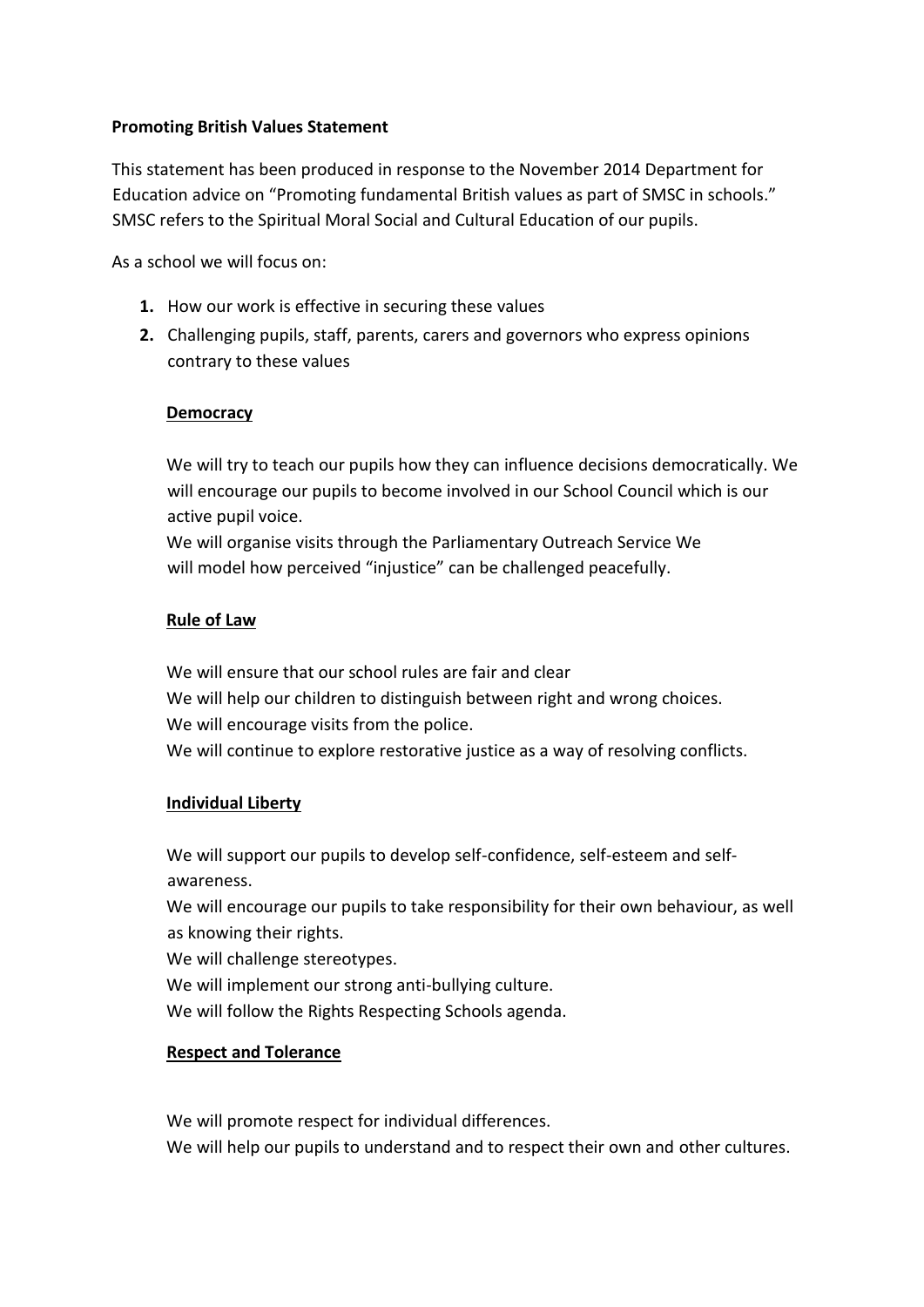**Promoting British Values Statement**

This statement has been produced in response to the November 2014 Department for Education advice on "Promoting fundamental British values as part of SMSC in schools." SMSC refers to the Spiritual Moral Social and Cultural Education of our pupils.

As a school we will focus on:

1. How our work is effective in securing these values
2. Challenging pupils, staff, parents, carers and governors who express opinions contrary to these values

**Democracy**

We will try to teach our pupils how they can influence decisions democratically. We will encourage our pupils to become involved in our School Council which is our active pupil voice.
We will organise visits through the Parliamentary Outreach Service We will model how perceived "injustice" can be challenged peacefully.

**Rule of Law**

We will ensure that our school rules are fair and clear
We will help our children to distinguish between right and wrong choices.
We will encourage visits from the police.
We will continue to explore restorative justice as a way of resolving conflicts.

**Individual Liberty**

We will support our pupils to develop self-confidence, self-esteem and self-awareness.
We will encourage our pupils to take responsibility for their own behaviour, as well as knowing their rights.
We will challenge stereotypes.
We will implement our strong anti-bullying culture.
We will follow the Rights Respecting Schools agenda.

**Respect and Tolerance**

We will promote respect for individual differences.
We will help our pupils to understand and to respect their own and other cultures.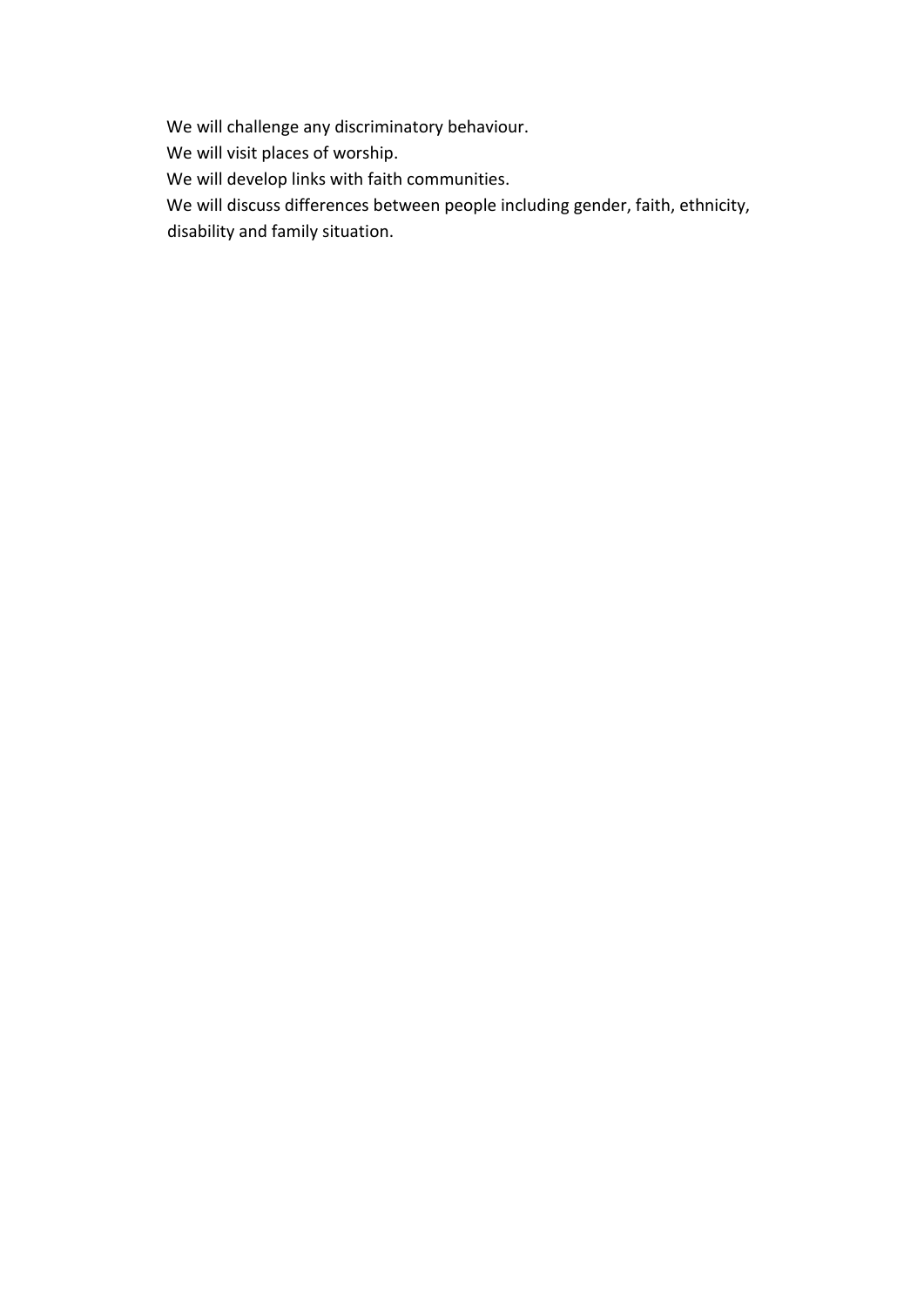We will challenge any discriminatory behaviour.
We will visit places of worship.
We will develop links with faith communities.
We will discuss differences between people including gender, faith, ethnicity, disability and family situation.